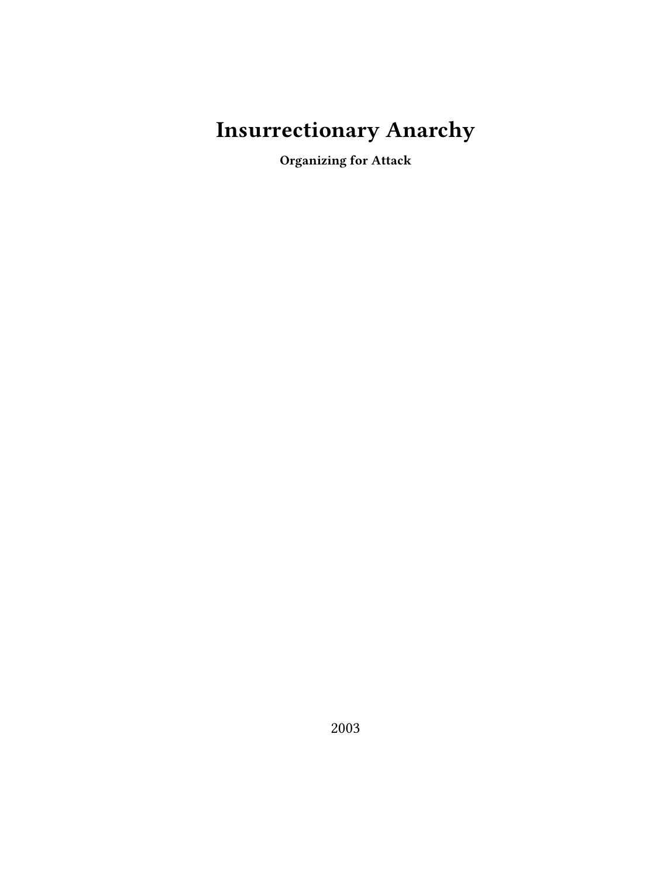# Insurrectionary Anarchy

**Organizing for Attack**

2003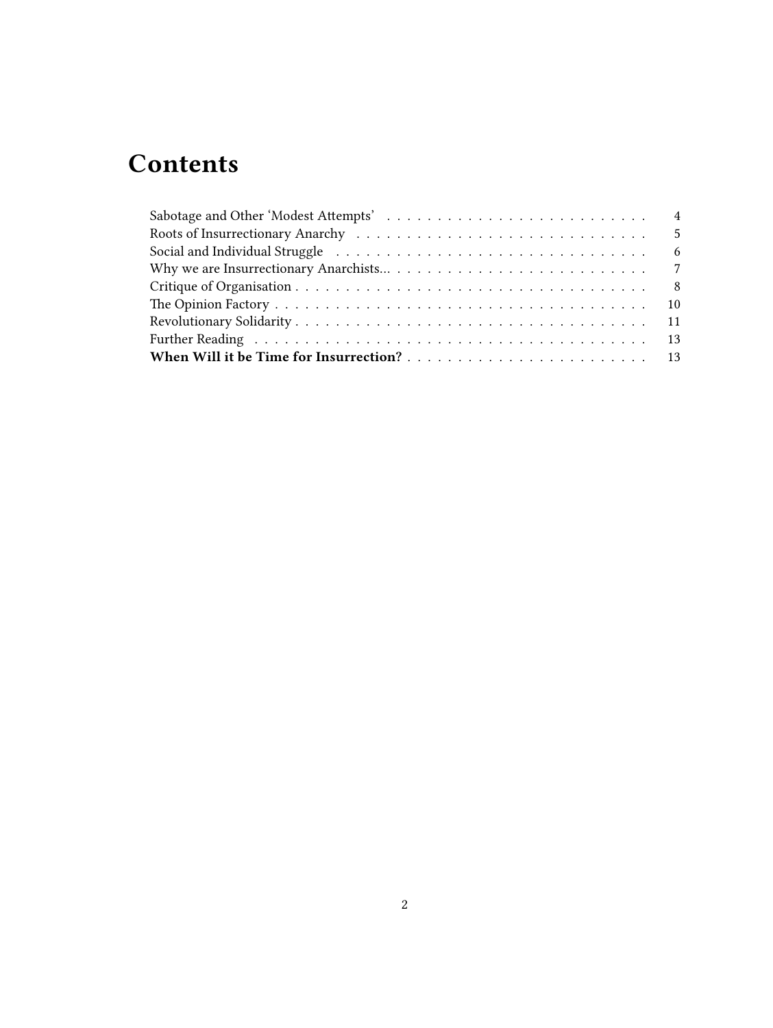# Contents

Sabotage and Other 'Modest Attempts' . . . . . . . . . . 4
Roots of Insurrectionary Anarchy . . . . . . . . . . 5
Social and Individual Struggle . . . . . . . . . . 6
Why we are Insurrectionary Anarchists... . . . . . . . . . . 7
Critique of Organisation . . . . . . . . . . 8
The Opinion Factory . . . . . . . . . . 10
Revolutionary Solidarity . . . . . . . . . . 11
Further Reading . . . . . . . . . . 13
**When Will it be Time for Insurrection?** . . . . . . . . . . 13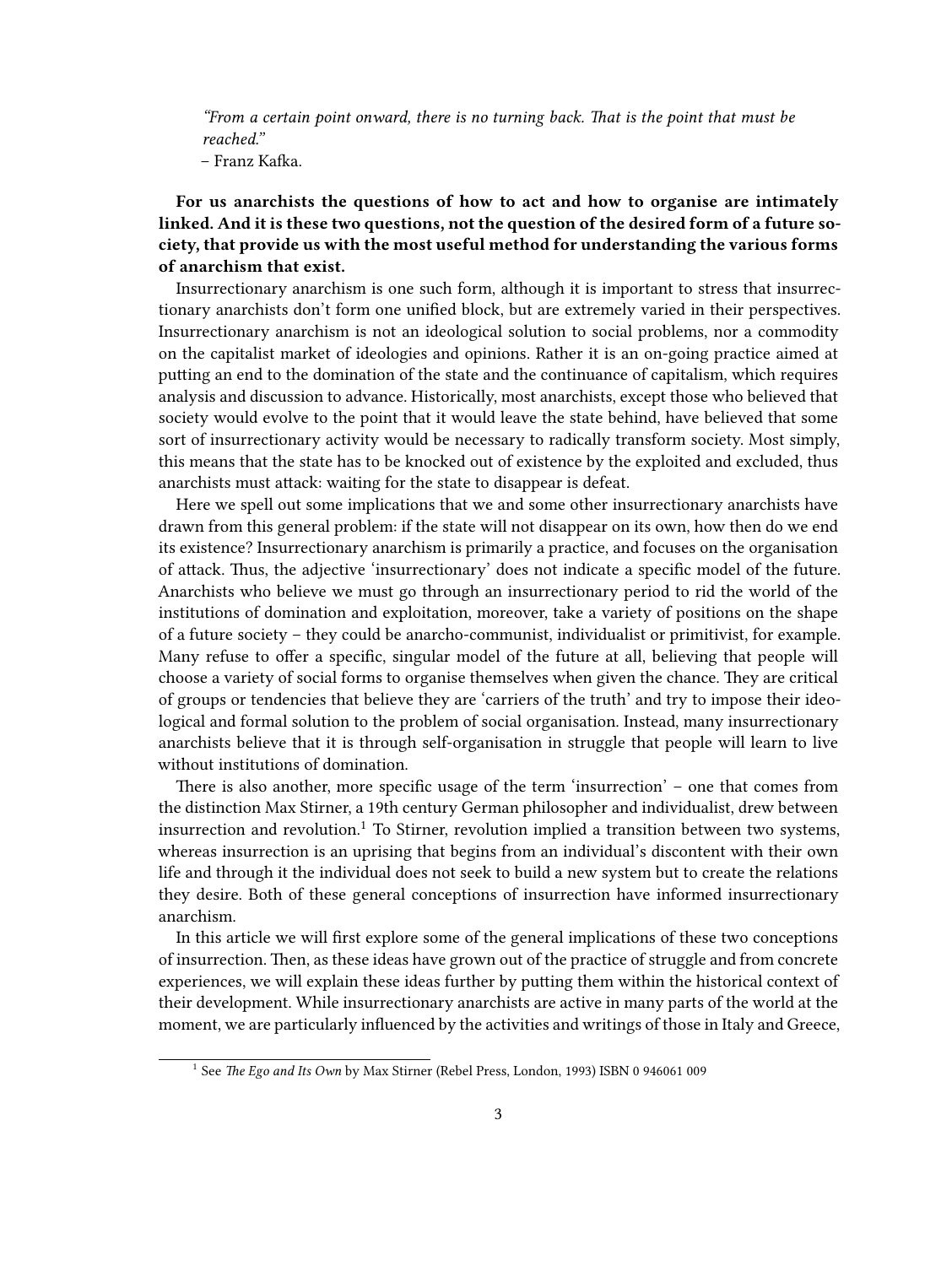*"From a certain point onward, there is no turning back. That is the point that must be reached."*
– Franz Kafka.

**For us anarchists the questions of how to act and how to organise are intimately linked. And it is these two questions, not the question of the desired form of a future society, that provide us with the most useful method for understanding the various forms of anarchism that exist.**

Insurrectionary anarchism is one such form, although it is important to stress that insurrectionary anarchists don't form one unified block, but are extremely varied in their perspectives. Insurrectionary anarchism is not an ideological solution to social problems, nor a commodity on the capitalist market of ideologies and opinions. Rather it is an on-going practice aimed at putting an end to the domination of the state and the continuance of capitalism, which requires analysis and discussion to advance. Historically, most anarchists, except those who believed that society would evolve to the point that it would leave the state behind, have believed that some sort of insurrectionary activity would be necessary to radically transform society. Most simply, this means that the state has to be knocked out of existence by the exploited and excluded, thus anarchists must attack: waiting for the state to disappear is defeat.

Here we spell out some implications that we and some other insurrectionary anarchists have drawn from this general problem: if the state will not disappear on its own, how then do we end its existence? Insurrectionary anarchism is primarily a practice, and focuses on the organisation of attack. Thus, the adjective 'insurrectionary' does not indicate a specific model of the future. Anarchists who believe we must go through an insurrectionary period to rid the world of the institutions of domination and exploitation, moreover, take a variety of positions on the shape of a future society – they could be anarcho-communist, individualist or primitivist, for example. Many refuse to offer a specific, singular model of the future at all, believing that people will choose a variety of social forms to organise themselves when given the chance. They are critical of groups or tendencies that believe they are 'carriers of the truth' and try to impose their ideological and formal solution to the problem of social organisation. Instead, many insurrectionary anarchists believe that it is through self-organisation in struggle that people will learn to live without institutions of domination.

There is also another, more specific usage of the term 'insurrection' – one that comes from the distinction Max Stirner, a 19th century German philosopher and individualist, drew between insurrection and revolution.[1] To Stirner, revolution implied a transition between two systems, whereas insurrection is an uprising that begins from an individual's discontent with their own life and through it the individual does not seek to build a new system but to create the relations they desire. Both of these general conceptions of insurrection have informed insurrectionary anarchism.

In this article we will first explore some of the general implications of these two conceptions of insurrection. Then, as these ideas have grown out of the practice of struggle and from concrete experiences, we will explain these ideas further by putting them within the historical context of their development. While insurrectionary anarchists are active in many parts of the world at the moment, we are particularly influenced by the activities and writings of those in Italy and Greece,

[1] See *The Ego and Its Own* by Max Stirner (Rebel Press, London, 1993) ISBN 0 946061 009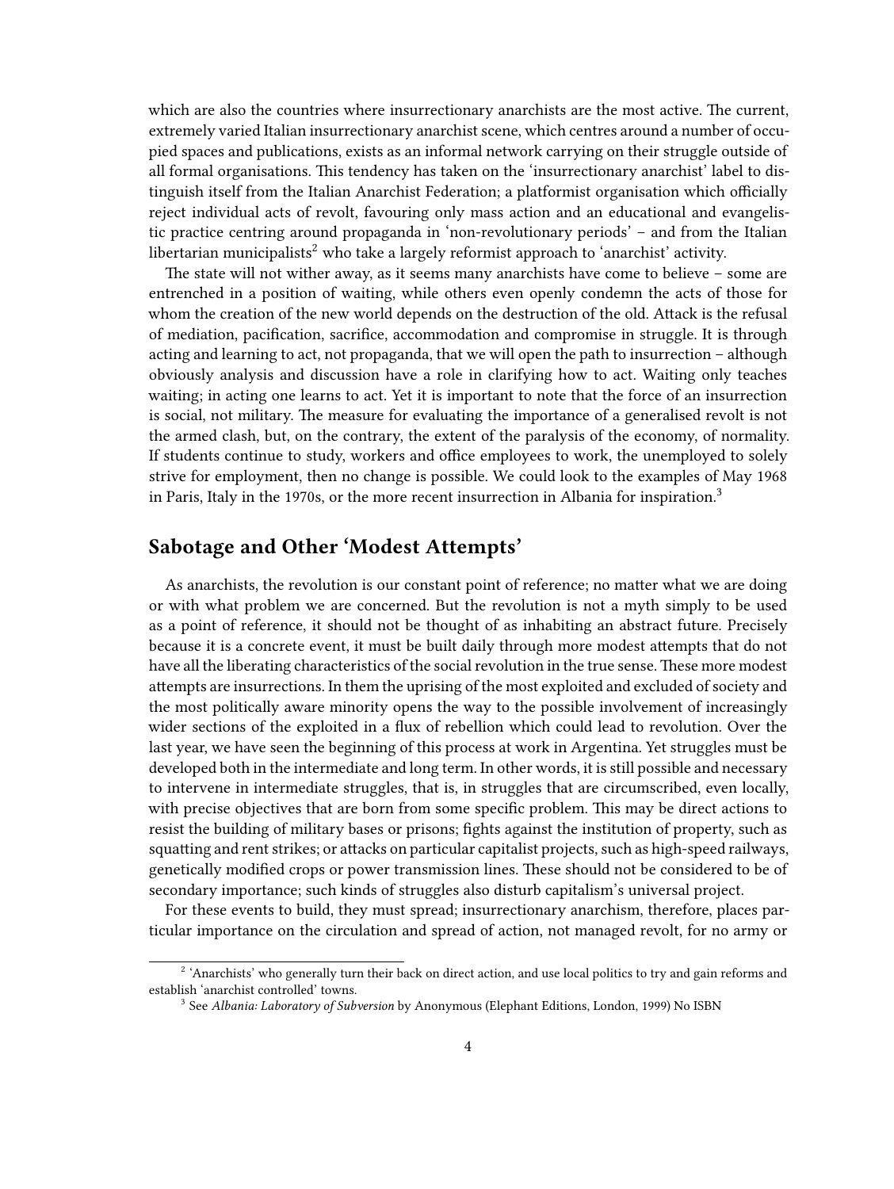which are also the countries where insurrectionary anarchists are the most active. The current, extremely varied Italian insurrectionary anarchist scene, which centres around a number of occupied spaces and publications, exists as an informal network carrying on their struggle outside of all formal organisations. This tendency has taken on the 'insurrectionary anarchist' label to distinguish itself from the Italian Anarchist Federation; a platformist organisation which officially reject individual acts of revolt, favouring only mass action and an educational and evangelistic practice centring around propaganda in 'non-revolutionary periods' – and from the Italian libertarian municipalists[2] who take a largely reformist approach to 'anarchist' activity.

The state will not wither away, as it seems many anarchists have come to believe – some are entrenched in a position of waiting, while others even openly condemn the acts of those for whom the creation of the new world depends on the destruction of the old. Attack is the refusal of mediation, pacification, sacrifice, accommodation and compromise in struggle. It is through acting and learning to act, not propaganda, that we will open the path to insurrection – although obviously analysis and discussion have a role in clarifying how to act. Waiting only teaches waiting; in acting one learns to act. Yet it is important to note that the force of an insurrection is social, not military. The measure for evaluating the importance of a generalised revolt is not the armed clash, but, on the contrary, the extent of the paralysis of the economy, of normality. If students continue to study, workers and office employees to work, the unemployed to solely strive for employment, then no change is possible. We could look to the examples of May 1968 in Paris, Italy in the 1970s, or the more recent insurrection in Albania for inspiration.[3]

## Sabotage and Other 'Modest Attempts'

As anarchists, the revolution is our constant point of reference; no matter what we are doing or with what problem we are concerned. But the revolution is not a myth simply to be used as a point of reference, it should not be thought of as inhabiting an abstract future. Precisely because it is a concrete event, it must be built daily through more modest attempts that do not have all the liberating characteristics of the social revolution in the true sense. These more modest attempts are insurrections. In them the uprising of the most exploited and excluded of society and the most politically aware minority opens the way to the possible involvement of increasingly wider sections of the exploited in a flux of rebellion which could lead to revolution. Over the last year, we have seen the beginning of this process at work in Argentina. Yet struggles must be developed both in the intermediate and long term. In other words, it is still possible and necessary to intervene in intermediate struggles, that is, in struggles that are circumscribed, even locally, with precise objectives that are born from some specific problem. This may be direct actions to resist the building of military bases or prisons; fights against the institution of property, such as squatting and rent strikes; or attacks on particular capitalist projects, such as high-speed railways, genetically modified crops or power transmission lines. These should not be considered to be of secondary importance; such kinds of struggles also disturb capitalism's universal project.

For these events to build, they must spread; insurrectionary anarchism, therefore, places particular importance on the circulation and spread of action, not managed revolt, for no army or

---

[2] 'Anarchists' who generally turn their back on direct action, and use local politics to try and gain reforms and establish 'anarchist controlled' towns.

[3] See *Albania: Laboratory of Subversion* by Anonymous (Elephant Editions, London, 1999) No ISBN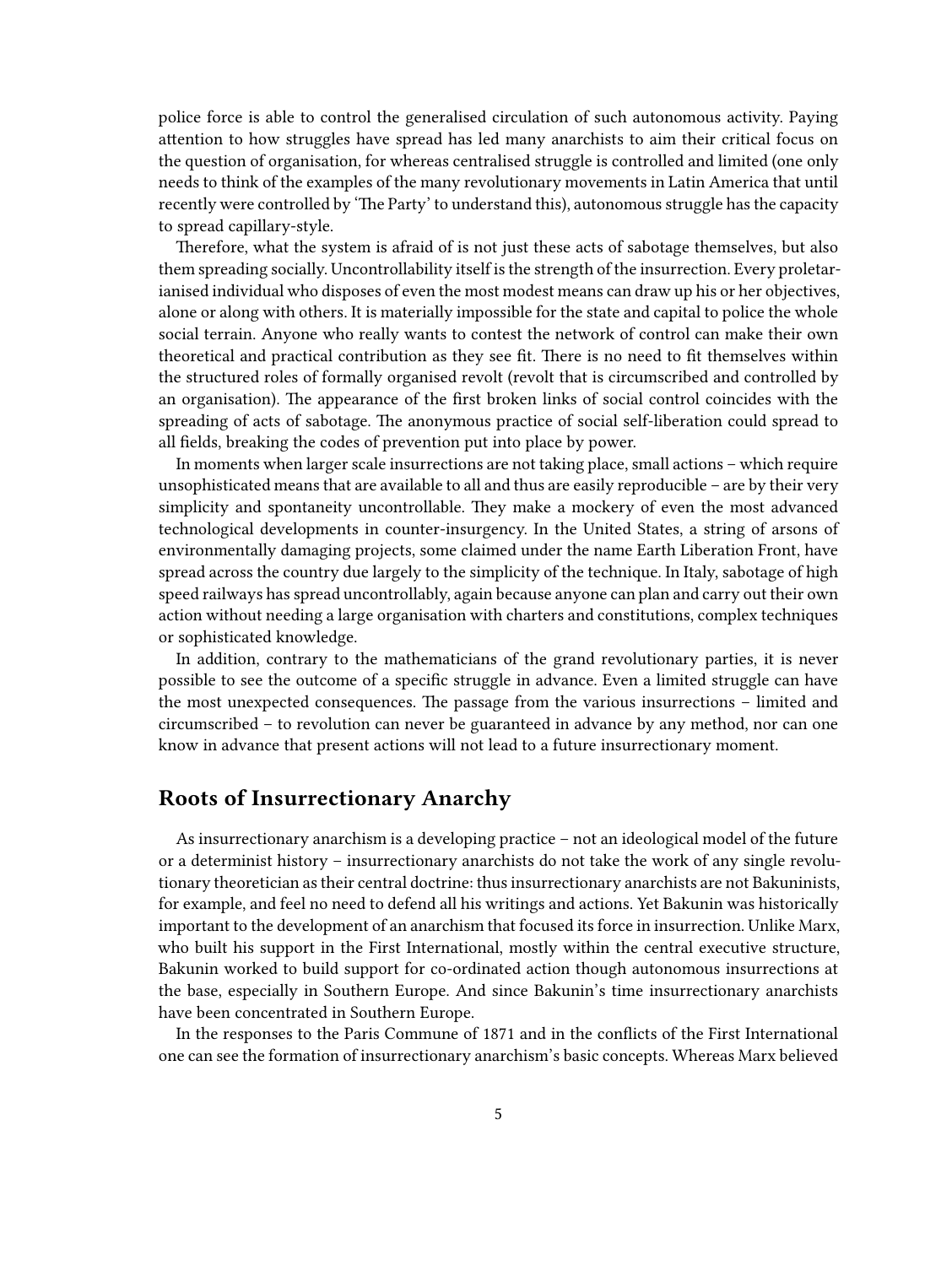police force is able to control the generalised circulation of such autonomous activity. Paying attention to how struggles have spread has led many anarchists to aim their critical focus on the question of organisation, for whereas centralised struggle is controlled and limited (one only needs to think of the examples of the many revolutionary movements in Latin America that until recently were controlled by 'The Party' to understand this), autonomous struggle has the capacity to spread capillary-style.

Therefore, what the system is afraid of is not just these acts of sabotage themselves, but also them spreading socially. Uncontrollability itself is the strength of the insurrection. Every proletarianised individual who disposes of even the most modest means can draw up his or her objectives, alone or along with others. It is materially impossible for the state and capital to police the whole social terrain. Anyone who really wants to contest the network of control can make their own theoretical and practical contribution as they see fit. There is no need to fit themselves within the structured roles of formally organised revolt (revolt that is circumscribed and controlled by an organisation). The appearance of the first broken links of social control coincides with the spreading of acts of sabotage. The anonymous practice of social self-liberation could spread to all fields, breaking the codes of prevention put into place by power.

In moments when larger scale insurrections are not taking place, small actions – which require unsophisticated means that are available to all and thus are easily reproducible – are by their very simplicity and spontaneity uncontrollable. They make a mockery of even the most advanced technological developments in counter-insurgency. In the United States, a string of arsons of environmentally damaging projects, some claimed under the name Earth Liberation Front, have spread across the country due largely to the simplicity of the technique. In Italy, sabotage of high speed railways has spread uncontrollably, again because anyone can plan and carry out their own action without needing a large organisation with charters and constitutions, complex techniques or sophisticated knowledge.

In addition, contrary to the mathematicians of the grand revolutionary parties, it is never possible to see the outcome of a specific struggle in advance. Even a limited struggle can have the most unexpected consequences. The passage from the various insurrections – limited and circumscribed – to revolution can never be guaranteed in advance by any method, nor can one know in advance that present actions will not lead to a future insurrectionary moment.

## Roots of Insurrectionary Anarchy

As insurrectionary anarchism is a developing practice – not an ideological model of the future or a determinist history – insurrectionary anarchists do not take the work of any single revolutionary theoretician as their central doctrine: thus insurrectionary anarchists are not Bakuninists, for example, and feel no need to defend all his writings and actions. Yet Bakunin was historically important to the development of an anarchism that focused its force in insurrection. Unlike Marx, who built his support in the First International, mostly within the central executive structure, Bakunin worked to build support for co-ordinated action though autonomous insurrections at the base, especially in Southern Europe. And since Bakunin's time insurrectionary anarchists have been concentrated in Southern Europe.

In the responses to the Paris Commune of 1871 and in the conflicts of the First International one can see the formation of insurrectionary anarchism's basic concepts. Whereas Marx believed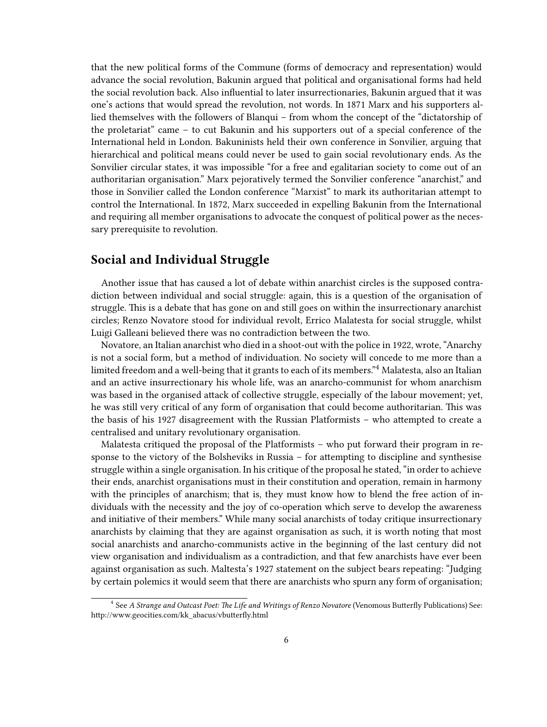that the new political forms of the Commune (forms of democracy and representation) would advance the social revolution, Bakunin argued that political and organisational forms had held the social revolution back. Also influential to later insurrectionaries, Bakunin argued that it was one's actions that would spread the revolution, not words. In 1871 Marx and his supporters allied themselves with the followers of Blanqui – from whom the concept of the "dictatorship of the proletariat" came – to cut Bakunin and his supporters out of a special conference of the International held in London. Bakuninists held their own conference in Sonvilier, arguing that hierarchical and political means could never be used to gain social revolutionary ends. As the Sonvilier circular states, it was impossible "for a free and egalitarian society to come out of an authoritarian organisation." Marx pejoratively termed the Sonvilier conference "anarchist," and those in Sonvilier called the London conference "Marxist" to mark its authoritarian attempt to control the International. In 1872, Marx succeeded in expelling Bakunin from the International and requiring all member organisations to advocate the conquest of political power as the necessary prerequisite to revolution.

## Social and Individual Struggle

Another issue that has caused a lot of debate within anarchist circles is the supposed contradiction between individual and social struggle: again, this is a question of the organisation of struggle. This is a debate that has gone on and still goes on within the insurrectionary anarchist circles; Renzo Novatore stood for individual revolt, Errico Malatesta for social struggle, whilst Luigi Galleani believed there was no contradiction between the two.

Novatore, an Italian anarchist who died in a shoot-out with the police in 1922, wrote, "Anarchy is not a social form, but a method of individuation. No society will concede to me more than a limited freedom and a well-being that it grants to each of its members."[4] Malatesta, also an Italian and an active insurrectionary his whole life, was an anarcho-communist for whom anarchism was based in the organised attack of collective struggle, especially of the labour movement; yet, he was still very critical of any form of organisation that could become authoritarian. This was the basis of his 1927 disagreement with the Russian Platformists – who attempted to create a centralised and unitary revolutionary organisation.

Malatesta critiqued the proposal of the Platformists – who put forward their program in response to the victory of the Bolsheviks in Russia – for attempting to discipline and synthesise struggle within a single organisation. In his critique of the proposal he stated, "in order to achieve their ends, anarchist organisations must in their constitution and operation, remain in harmony with the principles of anarchism; that is, they must know how to blend the free action of individuals with the necessity and the joy of co-operation which serve to develop the awareness and initiative of their members." While many social anarchists of today critique insurrectionary anarchists by claiming that they are against organisation as such, it is worth noting that most social anarchists and anarcho-communists active in the beginning of the last century did not view organisation and individualism as a contradiction, and that few anarchists have ever been against organisation as such. Maltesta's 1927 statement on the subject bears repeating: "Judging by certain polemics it would seem that there are anarchists who spurn any form of organisation;

[4] See *A Strange and Outcast Poet: The Life and Writings of Renzo Novatore* (Venomous Butterfly Publications) See: http://www.geocities.com/kk_abacus/vbutterfly.html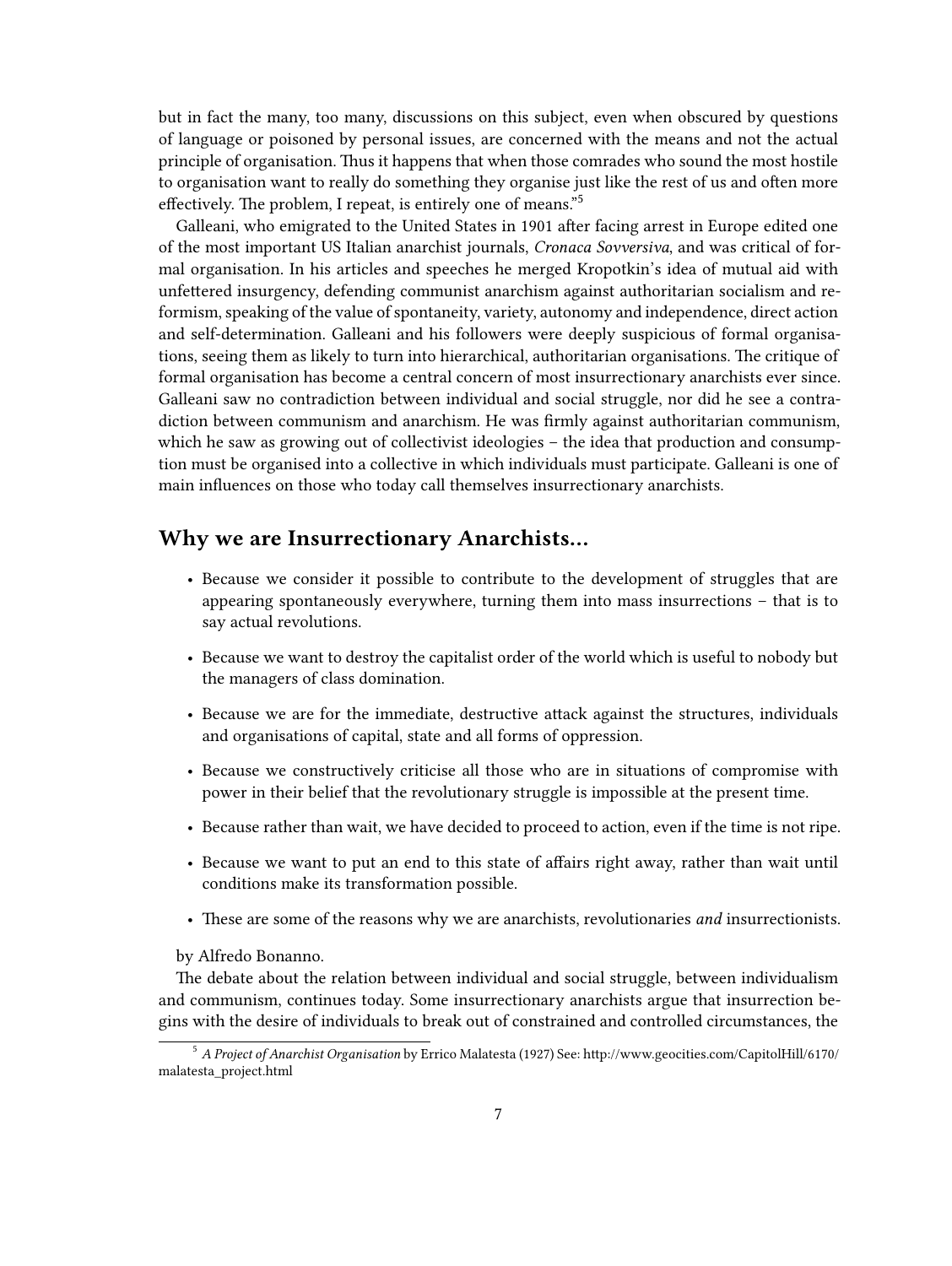but in fact the many, too many, discussions on this subject, even when obscured by questions of language or poisoned by personal issues, are concerned with the means and not the actual principle of organisation. Thus it happens that when those comrades who sound the most hostile to organisation want to really do something they organise just like the rest of us and often more effectively. The problem, I repeat, is entirely one of means."[5]

Galleani, who emigrated to the United States in 1901 after facing arrest in Europe edited one of the most important US Italian anarchist journals, *Cronaca Sovversiva*, and was critical of formal organisation. In his articles and speeches he merged Kropotkin's idea of mutual aid with unfettered insurgency, defending communist anarchism against authoritarian socialism and reformism, speaking of the value of spontaneity, variety, autonomy and independence, direct action and self-determination. Galleani and his followers were deeply suspicious of formal organisations, seeing them as likely to turn into hierarchical, authoritarian organisations. The critique of formal organisation has become a central concern of most insurrectionary anarchists ever since. Galleani saw no contradiction between individual and social struggle, nor did he see a contradiction between communism and anarchism. He was firmly against authoritarian communism, which he saw as growing out of collectivist ideologies – the idea that production and consumption must be organised into a collective in which individuals must participate. Galleani is one of main influences on those who today call themselves insurrectionary anarchists.

## Why we are Insurrectionary Anarchists…

- Because we consider it possible to contribute to the development of struggles that are appearing spontaneously everywhere, turning them into mass insurrections – that is to say actual revolutions.
- Because we want to destroy the capitalist order of the world which is useful to nobody but the managers of class domination.
- Because we are for the immediate, destructive attack against the structures, individuals and organisations of capital, state and all forms of oppression.
- Because we constructively criticise all those who are in situations of compromise with power in their belief that the revolutionary struggle is impossible at the present time.
- Because rather than wait, we have decided to proceed to action, even if the time is not ripe.
- Because we want to put an end to this state of affairs right away, rather than wait until conditions make its transformation possible.
- These are some of the reasons why we are anarchists, revolutionaries *and* insurrectionists.

by Alfredo Bonanno.

The debate about the relation between individual and social struggle, between individualism and communism, continues today. Some insurrectionary anarchists argue that insurrection begins with the desire of individuals to break out of constrained and controlled circumstances, the

[5] *A Project of Anarchist Organisation* by Errico Malatesta (1927) See: http://www.geocities.com/CapitolHill/6170/malatesta_project.html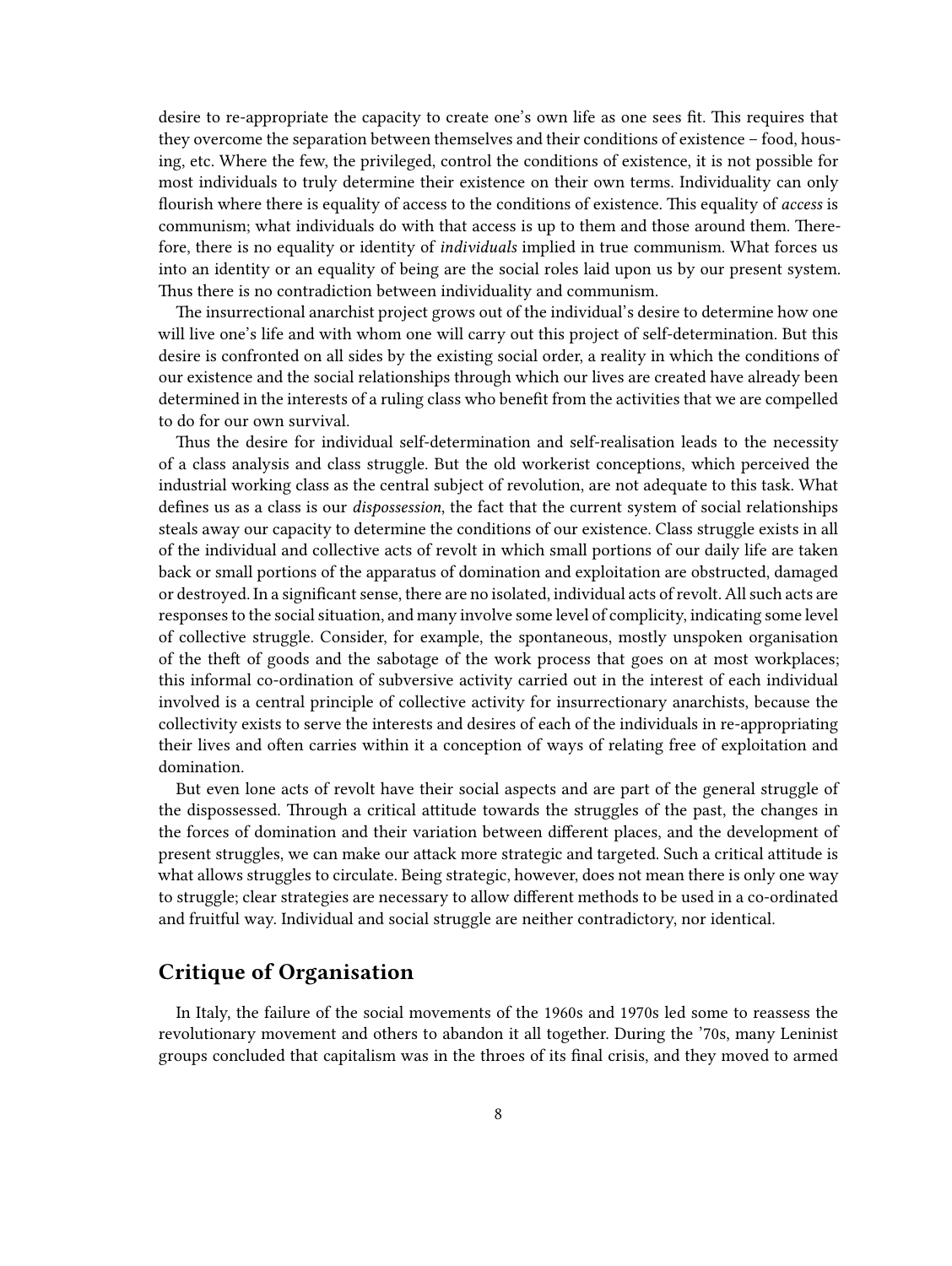desire to re-appropriate the capacity to create one's own life as one sees fit. This requires that they overcome the separation between themselves and their conditions of existence – food, housing, etc. Where the few, the privileged, control the conditions of existence, it is not possible for most individuals to truly determine their existence on their own terms. Individuality can only flourish where there is equality of access to the conditions of existence. This equality of *access* is communism; what individuals do with that access is up to them and those around them. Therefore, there is no equality or identity of *individuals* implied in true communism. What forces us into an identity or an equality of being are the social roles laid upon us by our present system. Thus there is no contradiction between individuality and communism.

The insurrectional anarchist project grows out of the individual's desire to determine how one will live one's life and with whom one will carry out this project of self-determination. But this desire is confronted on all sides by the existing social order, a reality in which the conditions of our existence and the social relationships through which our lives are created have already been determined in the interests of a ruling class who benefit from the activities that we are compelled to do for our own survival.

Thus the desire for individual self-determination and self-realisation leads to the necessity of a class analysis and class struggle. But the old workerist conceptions, which perceived the industrial working class as the central subject of revolution, are not adequate to this task. What defines us as a class is our *dispossession*, the fact that the current system of social relationships steals away our capacity to determine the conditions of our existence. Class struggle exists in all of the individual and collective acts of revolt in which small portions of our daily life are taken back or small portions of the apparatus of domination and exploitation are obstructed, damaged or destroyed. In a significant sense, there are no isolated, individual acts of revolt. All such acts are responses to the social situation, and many involve some level of complicity, indicating some level of collective struggle. Consider, for example, the spontaneous, mostly unspoken organisation of the theft of goods and the sabotage of the work process that goes on at most workplaces; this informal co-ordination of subversive activity carried out in the interest of each individual involved is a central principle of collective activity for insurrectionary anarchists, because the collectivity exists to serve the interests and desires of each of the individuals in re-appropriating their lives and often carries within it a conception of ways of relating free of exploitation and domination.

But even lone acts of revolt have their social aspects and are part of the general struggle of the dispossessed. Through a critical attitude towards the struggles of the past, the changes in the forces of domination and their variation between different places, and the development of present struggles, we can make our attack more strategic and targeted. Such a critical attitude is what allows struggles to circulate. Being strategic, however, does not mean there is only one way to struggle; clear strategies are necessary to allow different methods to be used in a co-ordinated and fruitful way. Individual and social struggle are neither contradictory, nor identical.

## Critique of Organisation

In Italy, the failure of the social movements of the 1960s and 1970s led some to reassess the revolutionary movement and others to abandon it all together. During the '70s, many Leninist groups concluded that capitalism was in the throes of its final crisis, and they moved to armed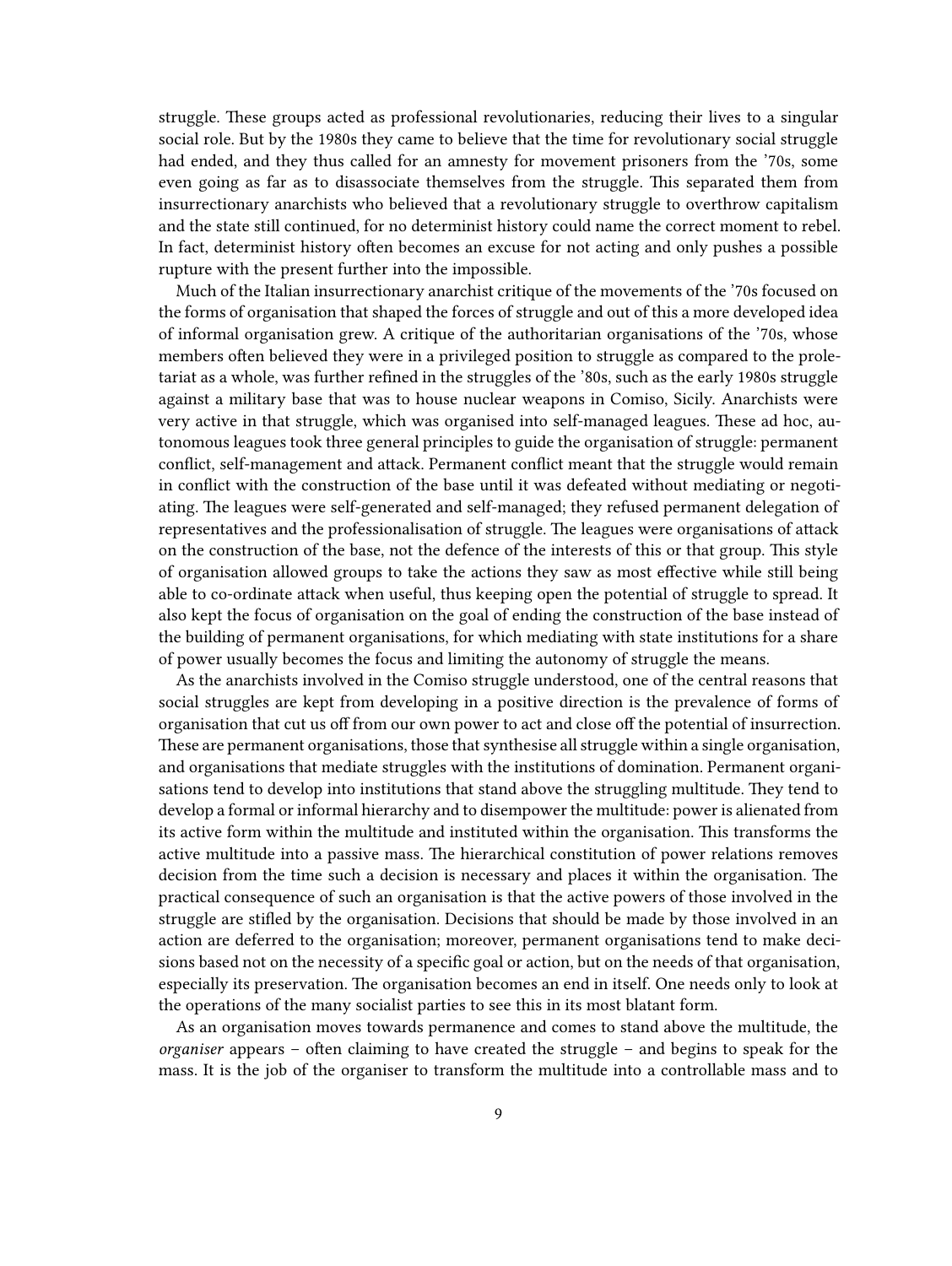struggle. These groups acted as professional revolutionaries, reducing their lives to a singular social role. But by the 1980s they came to believe that the time for revolutionary social struggle had ended, and they thus called for an amnesty for movement prisoners from the '70s, some even going as far as to disassociate themselves from the struggle. This separated them from insurrectionary anarchists who believed that a revolutionary struggle to overthrow capitalism and the state still continued, for no determinist history could name the correct moment to rebel. In fact, determinist history often becomes an excuse for not acting and only pushes a possible rupture with the present further into the impossible.

Much of the Italian insurrectionary anarchist critique of the movements of the '70s focused on the forms of organisation that shaped the forces of struggle and out of this a more developed idea of informal organisation grew. A critique of the authoritarian organisations of the '70s, whose members often believed they were in a privileged position to struggle as compared to the proletariat as a whole, was further refined in the struggles of the '80s, such as the early 1980s struggle against a military base that was to house nuclear weapons in Comiso, Sicily. Anarchists were very active in that struggle, which was organised into self-managed leagues. These ad hoc, autonomous leagues took three general principles to guide the organisation of struggle: permanent conflict, self-management and attack. Permanent conflict meant that the struggle would remain in conflict with the construction of the base until it was defeated without mediating or negotiating. The leagues were self-generated and self-managed; they refused permanent delegation of representatives and the professionalisation of struggle. The leagues were organisations of attack on the construction of the base, not the defence of the interests of this or that group. This style of organisation allowed groups to take the actions they saw as most effective while still being able to co-ordinate attack when useful, thus keeping open the potential of struggle to spread. It also kept the focus of organisation on the goal of ending the construction of the base instead of the building of permanent organisations, for which mediating with state institutions for a share of power usually becomes the focus and limiting the autonomy of struggle the means.

As the anarchists involved in the Comiso struggle understood, one of the central reasons that social struggles are kept from developing in a positive direction is the prevalence of forms of organisation that cut us off from our own power to act and close off the potential of insurrection. These are permanent organisations, those that synthesise all struggle within a single organisation, and organisations that mediate struggles with the institutions of domination. Permanent organisations tend to develop into institutions that stand above the struggling multitude. They tend to develop a formal or informal hierarchy and to disempower the multitude: power is alienated from its active form within the multitude and instituted within the organisation. This transforms the active multitude into a passive mass. The hierarchical constitution of power relations removes decision from the time such a decision is necessary and places it within the organisation. The practical consequence of such an organisation is that the active powers of those involved in the struggle are stifled by the organisation. Decisions that should be made by those involved in an action are deferred to the organisation; moreover, permanent organisations tend to make decisions based not on the necessity of a specific goal or action, but on the needs of that organisation, especially its preservation. The organisation becomes an end in itself. One needs only to look at the operations of the many socialist parties to see this in its most blatant form.

As an organisation moves towards permanence and comes to stand above the multitude, the *organiser* appears – often claiming to have created the struggle – and begins to speak for the mass. It is the job of the organiser to transform the multitude into a controllable mass and to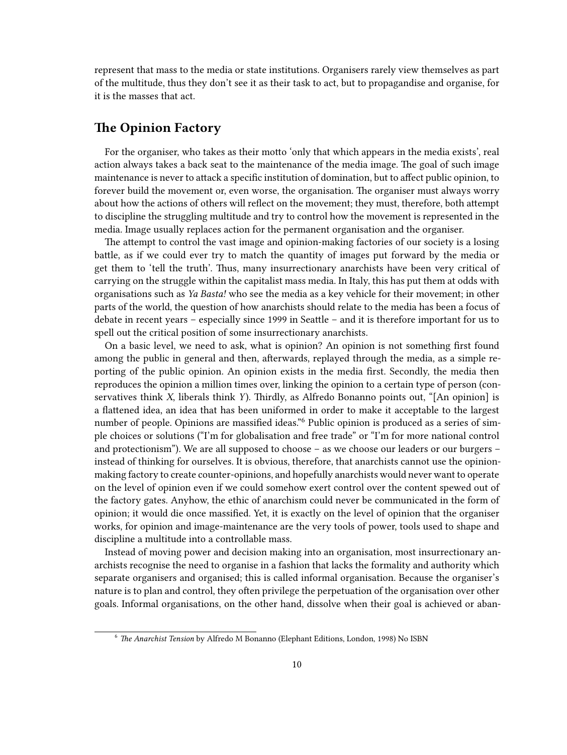represent that mass to the media or state institutions. Organisers rarely view themselves as part of the multitude, thus they don't see it as their task to act, but to propagandise and organise, for it is the masses that act.

## The Opinion Factory

For the organiser, who takes as their motto 'only that which appears in the media exists', real action always takes a back seat to the maintenance of the media image. The goal of such image maintenance is never to attack a specific institution of domination, but to affect public opinion, to forever build the movement or, even worse, the organisation. The organiser must always worry about how the actions of others will reflect on the movement; they must, therefore, both attempt to discipline the struggling multitude and try to control how the movement is represented in the media. Image usually replaces action for the permanent organisation and the organiser.

The attempt to control the vast image and opinion-making factories of our society is a losing battle, as if we could ever try to match the quantity of images put forward by the media or get them to 'tell the truth'. Thus, many insurrectionary anarchists have been very critical of carrying on the struggle within the capitalist mass media. In Italy, this has put them at odds with organisations such as *Ya Basta!* who see the media as a key vehicle for their movement; in other parts of the world, the question of how anarchists should relate to the media has been a focus of debate in recent years – especially since 1999 in Seattle – and it is therefore important for us to spell out the critical position of some insurrectionary anarchists.

On a basic level, we need to ask, what is opinion? An opinion is not something first found among the public in general and then, afterwards, replayed through the media, as a simple reporting of the public opinion. An opinion exists in the media first. Secondly, the media then reproduces the opinion a million times over, linking the opinion to a certain type of person (conservatives think *X*, liberals think *Y*). Thirdly, as Alfredo Bonanno points out, "[An opinion] is a flattened idea, an idea that has been uniformed in order to make it acceptable to the largest number of people. Opinions are massified ideas."[6] Public opinion is produced as a series of simple choices or solutions ("I'm for globalisation and free trade" or "I'm for more national control and protectionism"). We are all supposed to choose – as we choose our leaders or our burgers – instead of thinking for ourselves. It is obvious, therefore, that anarchists cannot use the opinion-making factory to create counter-opinions, and hopefully anarchists would never want to operate on the level of opinion even if we could somehow exert control over the content spewed out of the factory gates. Anyhow, the ethic of anarchism could never be communicated in the form of opinion; it would die once massified. Yet, it is exactly on the level of opinion that the organiser works, for opinion and image-maintenance are the very tools of power, tools used to shape and discipline a multitude into a controllable mass.

Instead of moving power and decision making into an organisation, most insurrectionary anarchists recognise the need to organise in a fashion that lacks the formality and authority which separate organisers and organised; this is called informal organisation. Because the organiser's nature is to plan and control, they often privilege the perpetuation of the organisation over other goals. Informal organisations, on the other hand, dissolve when their goal is achieved or aban-

[6] *The Anarchist Tension* by Alfredo M Bonanno (Elephant Editions, London, 1998) No ISBN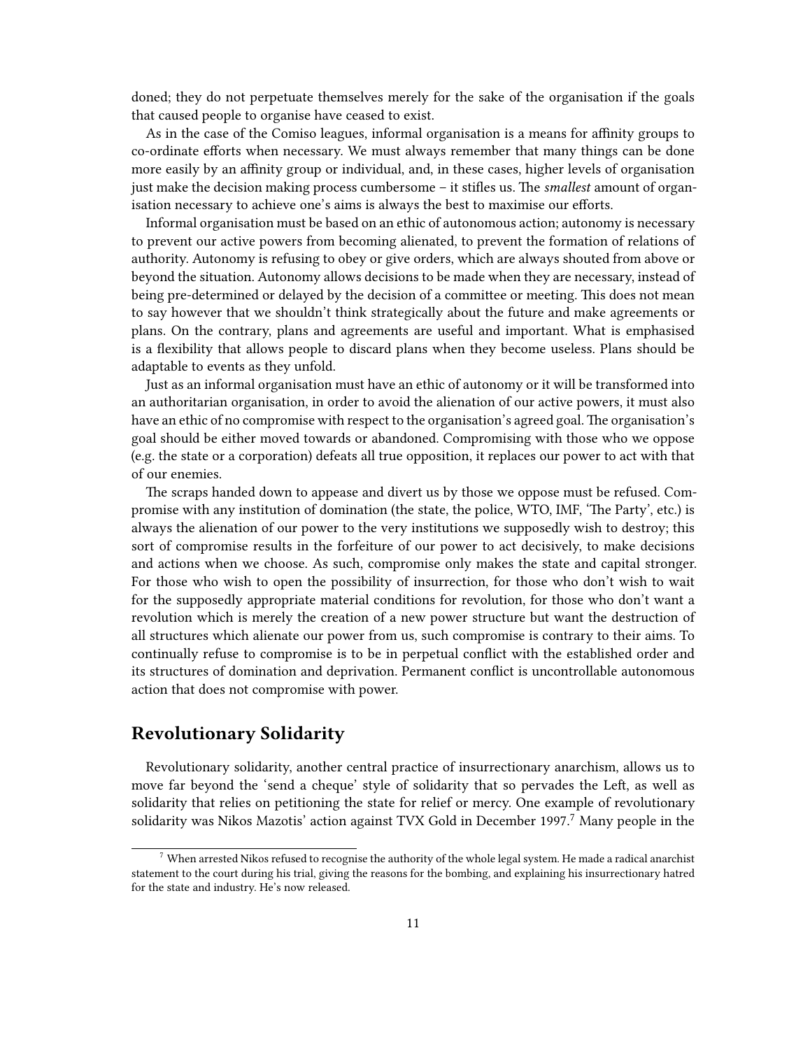doned; they do not perpetuate themselves merely for the sake of the organisation if the goals that caused people to organise have ceased to exist.

As in the case of the Comiso leagues, informal organisation is a means for affinity groups to co-ordinate efforts when necessary. We must always remember that many things can be done more easily by an affinity group or individual, and, in these cases, higher levels of organisation just make the decision making process cumbersome – it stifles us. The *smallest* amount of organisation necessary to achieve one's aims is always the best to maximise our efforts.

Informal organisation must be based on an ethic of autonomous action; autonomy is necessary to prevent our active powers from becoming alienated, to prevent the formation of relations of authority. Autonomy is refusing to obey or give orders, which are always shouted from above or beyond the situation. Autonomy allows decisions to be made when they are necessary, instead of being pre-determined or delayed by the decision of a committee or meeting. This does not mean to say however that we shouldn't think strategically about the future and make agreements or plans. On the contrary, plans and agreements are useful and important. What is emphasised is a flexibility that allows people to discard plans when they become useless. Plans should be adaptable to events as they unfold.

Just as an informal organisation must have an ethic of autonomy or it will be transformed into an authoritarian organisation, in order to avoid the alienation of our active powers, it must also have an ethic of no compromise with respect to the organisation's agreed goal. The organisation's goal should be either moved towards or abandoned. Compromising with those who we oppose (e.g. the state or a corporation) defeats all true opposition, it replaces our power to act with that of our enemies.

The scraps handed down to appease and divert us by those we oppose must be refused. Compromise with any institution of domination (the state, the police, WTO, IMF, 'The Party', etc.) is always the alienation of our power to the very institutions we supposedly wish to destroy; this sort of compromise results in the forfeiture of our power to act decisively, to make decisions and actions when we choose. As such, compromise only makes the state and capital stronger. For those who wish to open the possibility of insurrection, for those who don't wish to wait for the supposedly appropriate material conditions for revolution, for those who don't want a revolution which is merely the creation of a new power structure but want the destruction of all structures which alienate our power from us, such compromise is contrary to their aims. To continually refuse to compromise is to be in perpetual conflict with the established order and its structures of domination and deprivation. Permanent conflict is uncontrollable autonomous action that does not compromise with power.

## Revolutionary Solidarity

Revolutionary solidarity, another central practice of insurrectionary anarchism, allows us to move far beyond the 'send a cheque' style of solidarity that so pervades the Left, as well as solidarity that relies on petitioning the state for relief or mercy. One example of revolutionary solidarity was Nikos Mazotis' action against TVX Gold in December 1997.[7] Many people in the

[7] When arrested Nikos refused to recognise the authority of the whole legal system. He made a radical anarchist statement to the court during his trial, giving the reasons for the bombing, and explaining his insurrectionary hatred for the state and industry. He's now released.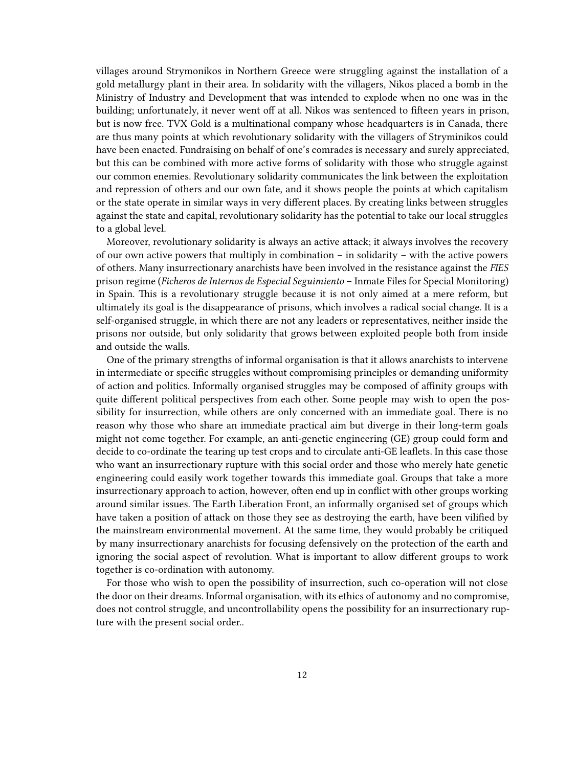villages around Strymonikos in Northern Greece were struggling against the installation of a gold metallurgy plant in their area. In solidarity with the villagers, Nikos placed a bomb in the Ministry of Industry and Development that was intended to explode when no one was in the building; unfortunately, it never went off at all. Nikos was sentenced to fifteen years in prison, but is now free. TVX Gold is a multinational company whose headquarters is in Canada, there are thus many points at which revolutionary solidarity with the villagers of Stryminikos could have been enacted. Fundraising on behalf of one's comrades is necessary and surely appreciated, but this can be combined with more active forms of solidarity with those who struggle against our common enemies. Revolutionary solidarity communicates the link between the exploitation and repression of others and our own fate, and it shows people the points at which capitalism or the state operate in similar ways in very different places. By creating links between struggles against the state and capital, revolutionary solidarity has the potential to take our local struggles to a global level.

Moreover, revolutionary solidarity is always an active attack; it always involves the recovery of our own active powers that multiply in combination – in solidarity – with the active powers of others. Many insurrectionary anarchists have been involved in the resistance against the *FIES* prison regime (*Ficheros de Internos de Especial Seguimiento* – Inmate Files for Special Monitoring) in Spain. This is a revolutionary struggle because it is not only aimed at a mere reform, but ultimately its goal is the disappearance of prisons, which involves a radical social change. It is a self-organised struggle, in which there are not any leaders or representatives, neither inside the prisons nor outside, but only solidarity that grows between exploited people both from inside and outside the walls.

One of the primary strengths of informal organisation is that it allows anarchists to intervene in intermediate or specific struggles without compromising principles or demanding uniformity of action and politics. Informally organised struggles may be composed of affinity groups with quite different political perspectives from each other. Some people may wish to open the possibility for insurrection, while others are only concerned with an immediate goal. There is no reason why those who share an immediate practical aim but diverge in their long-term goals might not come together. For example, an anti-genetic engineering (GE) group could form and decide to co-ordinate the tearing up test crops and to circulate anti-GE leaflets. In this case those who want an insurrectionary rupture with this social order and those who merely hate genetic engineering could easily work together towards this immediate goal. Groups that take a more insurrectionary approach to action, however, often end up in conflict with other groups working around similar issues. The Earth Liberation Front, an informally organised set of groups which have taken a position of attack on those they see as destroying the earth, have been vilified by the mainstream environmental movement. At the same time, they would probably be critiqued by many insurrectionary anarchists for focusing defensively on the protection of the earth and ignoring the social aspect of revolution. What is important to allow different groups to work together is co-ordination with autonomy.

For those who wish to open the possibility of insurrection, such co-operation will not close the door on their dreams. Informal organisation, with its ethics of autonomy and no compromise, does not control struggle, and uncontrollability opens the possibility for an insurrectionary rupture with the present social order..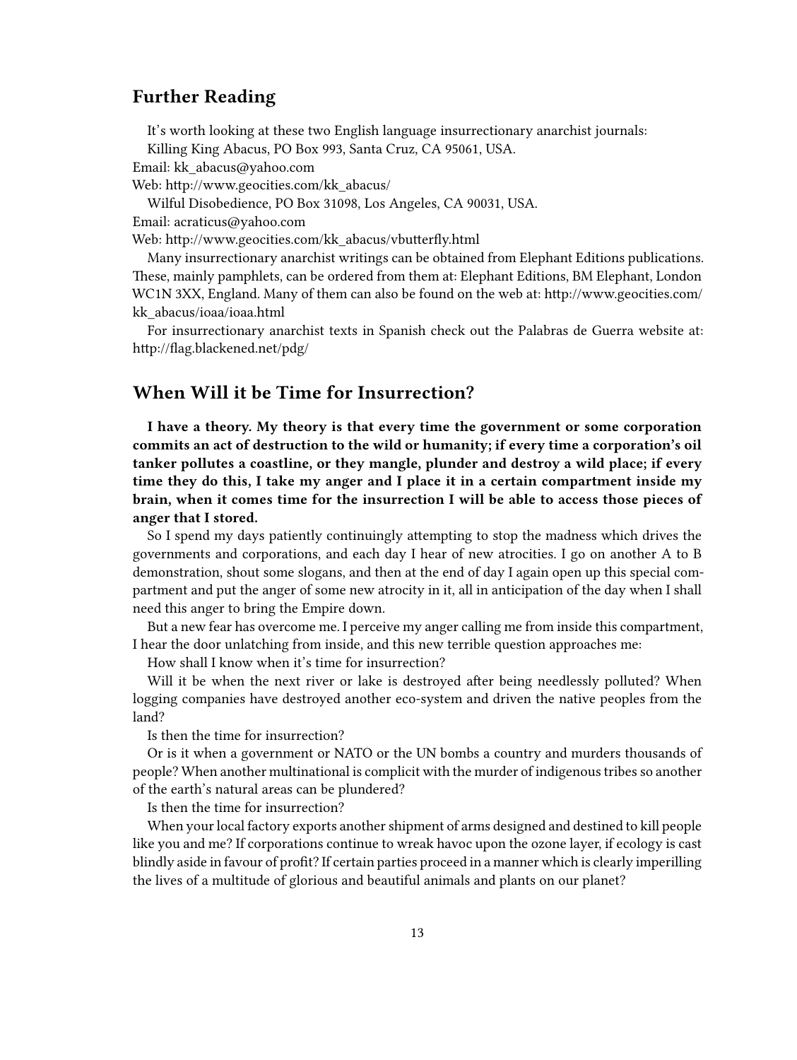## Further Reading

It's worth looking at these two English language insurrectionary anarchist journals:

Killing King Abacus, PO Box 993, Santa Cruz, CA 95061, USA.

Email: kk_abacus@yahoo.com

Web: http://www.geocities.com/kk_abacus/

Wilful Disobedience, PO Box 31098, Los Angeles, CA 90031, USA.

Email: acraticus@yahoo.com

Web: http://www.geocities.com/kk_abacus/vbutterfly.html

Many insurrectionary anarchist writings can be obtained from Elephant Editions publications. These, mainly pamphlets, can be ordered from them at: Elephant Editions, BM Elephant, London WC1N 3XX, England. Many of them can also be found on the web at: http://www.geocities.com/kk_abacus/ioaa/ioaa.html

For insurrectionary anarchist texts in Spanish check out the Palabras de Guerra website at: http://flag.blackened.net/pdg/

## When Will it be Time for Insurrection?

**I have a theory. My theory is that every time the government or some corporation commits an act of destruction to the wild or humanity; if every time a corporation's oil tanker pollutes a coastline, or they mangle, plunder and destroy a wild place; if every time they do this, I take my anger and I place it in a certain compartment inside my brain, when it comes time for the insurrection I will be able to access those pieces of anger that I stored.**

So I spend my days patiently continuingly attempting to stop the madness which drives the governments and corporations, and each day I hear of new atrocities. I go on another A to B demonstration, shout some slogans, and then at the end of day I again open up this special compartment and put the anger of some new atrocity in it, all in anticipation of the day when I shall need this anger to bring the Empire down.

But a new fear has overcome me. I perceive my anger calling me from inside this compartment, I hear the door unlatching from inside, and this new terrible question approaches me:

How shall I know when it's time for insurrection?

Will it be when the next river or lake is destroyed after being needlessly polluted? When logging companies have destroyed another eco-system and driven the native peoples from the land?

Is then the time for insurrection?

Or is it when a government or NATO or the UN bombs a country and murders thousands of people? When another multinational is complicit with the murder of indigenous tribes so another of the earth's natural areas can be plundered?

Is then the time for insurrection?

When your local factory exports another shipment of arms designed and destined to kill people like you and me? If corporations continue to wreak havoc upon the ozone layer, if ecology is cast blindly aside in favour of profit? If certain parties proceed in a manner which is clearly imperilling the lives of a multitude of glorious and beautiful animals and plants on our planet?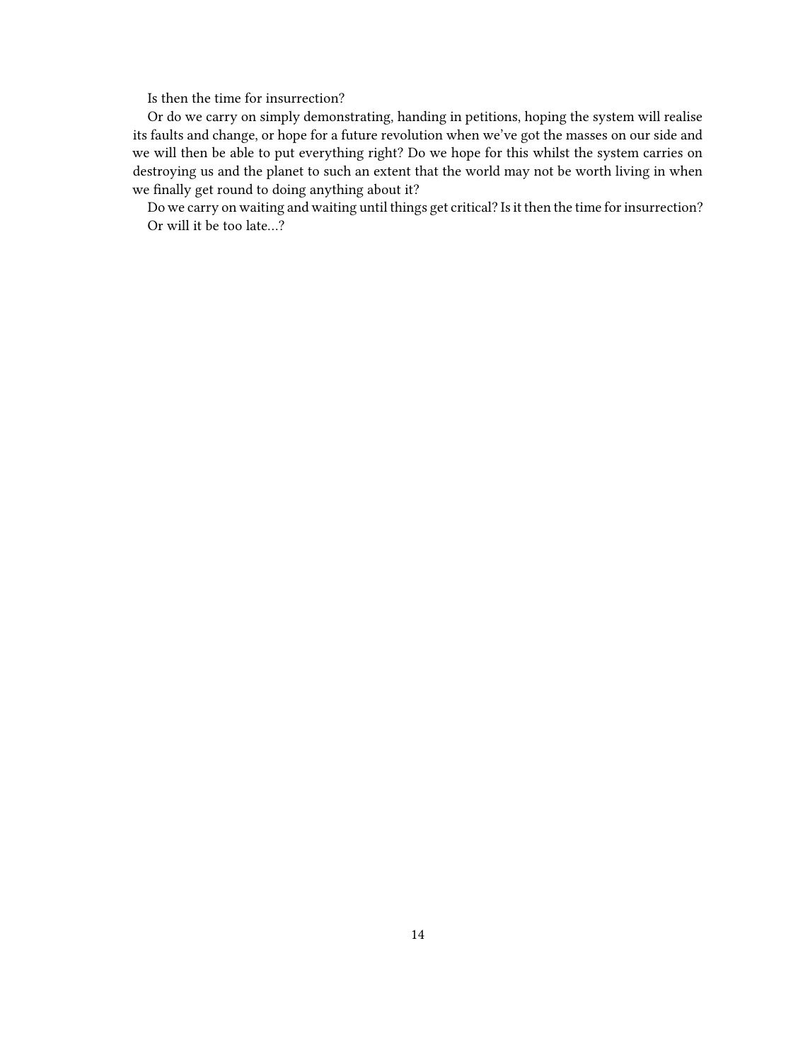Is then the time for insurrection?

Or do we carry on simply demonstrating, handing in petitions, hoping the system will realise its faults and change, or hope for a future revolution when we've got the masses on our side and we will then be able to put everything right? Do we hope for this whilst the system carries on destroying us and the planet to such an extent that the world may not be worth living in when we finally get round to doing anything about it?

Do we carry on waiting and waiting until things get critical? Is it then the time for insurrection?

Or will it be too late…?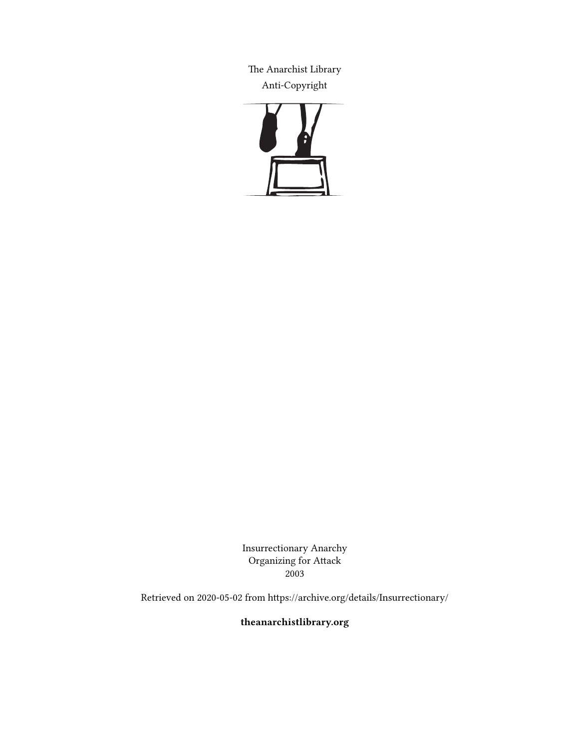The Anarchist Library
Anti-Copyright

Insurrectionary Anarchy
Organizing for Attack
2003

Retrieved on 2020-05-02 from https://archive.org/details/Insurrectionary/

**theanarchistlibrary.org**